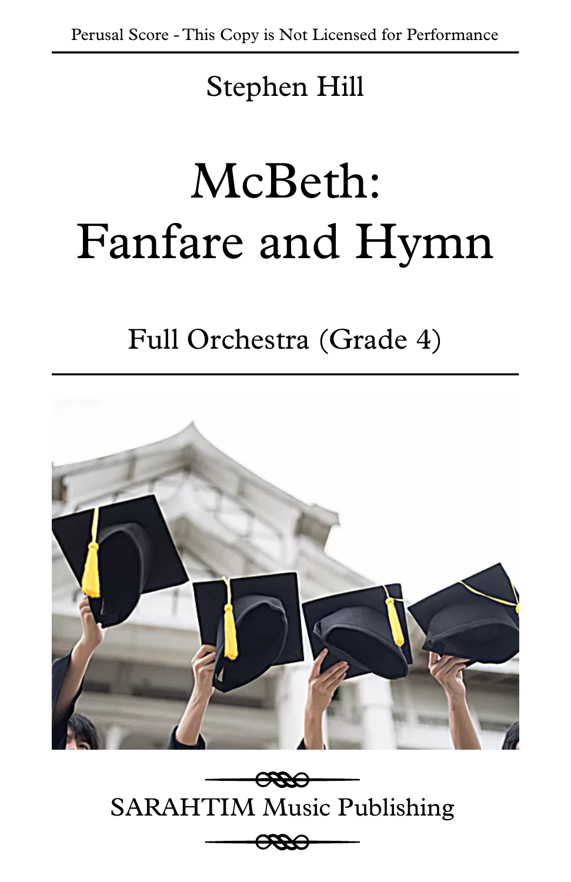Perusal Score - This Copy is Not Licensed for Performance

Stephen Hill

# McBeth: Fanfare and Hymn

Full Orchestra (Grade 4)

SARAHTIM Music Publishing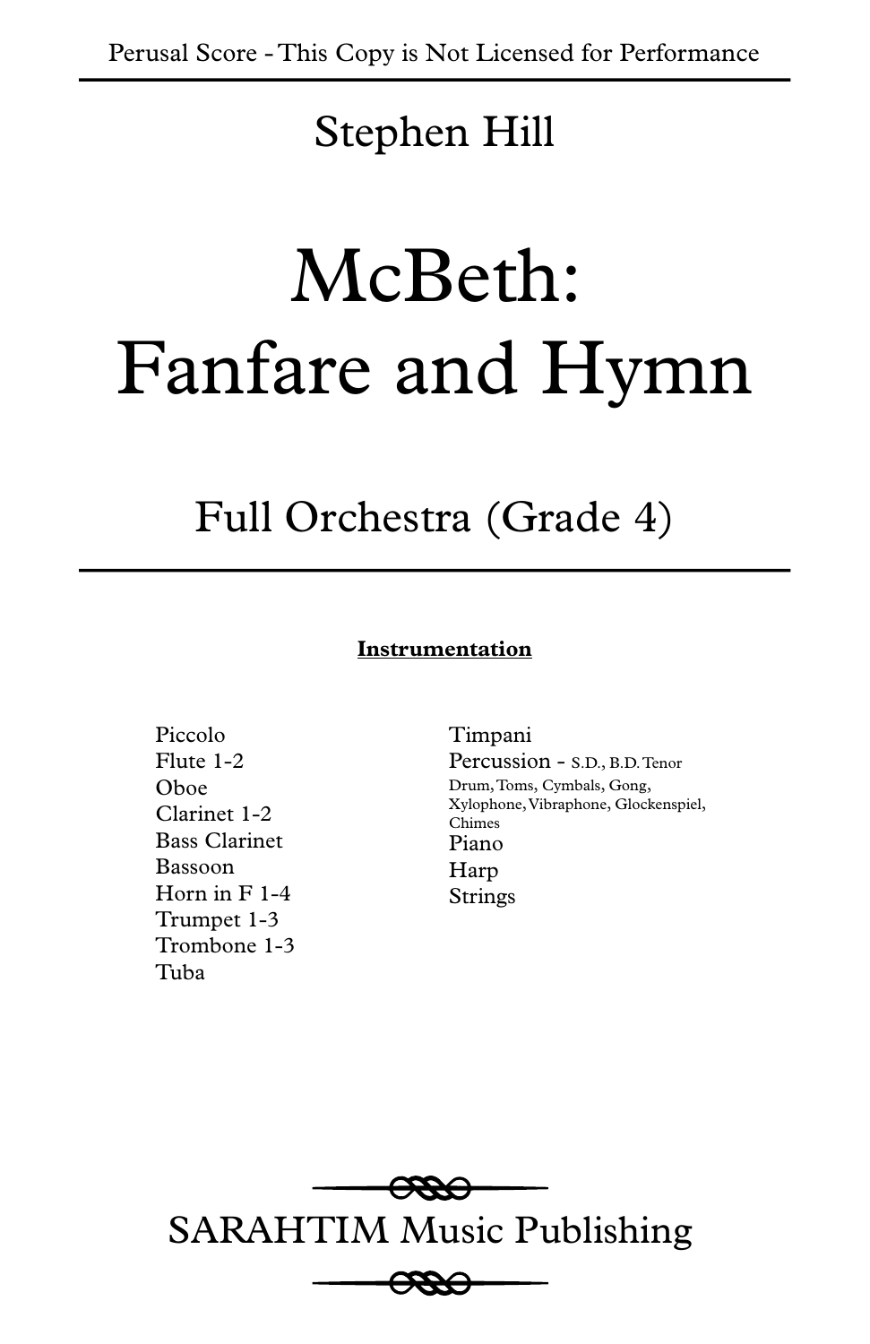Perusal Score - This Copy is Not Licensed for Performance

Stephen Hill

# McBeth: Fanfare and Hymn

## Full Orchestra (Grade 4)

**Instrumentation**

- Piccolo
- Flute 1-2
- Oboe
- Clarinet 1-2
- Bass Clarinet
- Bassoon
- Horn in F 1-4
- Trumpet 1-3
- Trombone 1-3
- Tuba
- Timpani
- Percussion - S.D., B.D. Tenor Drum, Toms, Cymbals, Gong, Xylophone, Vibraphone, Glockenspiel, Chimes
- Piano
- Harp
- Strings

SARAHTIM Music Publishing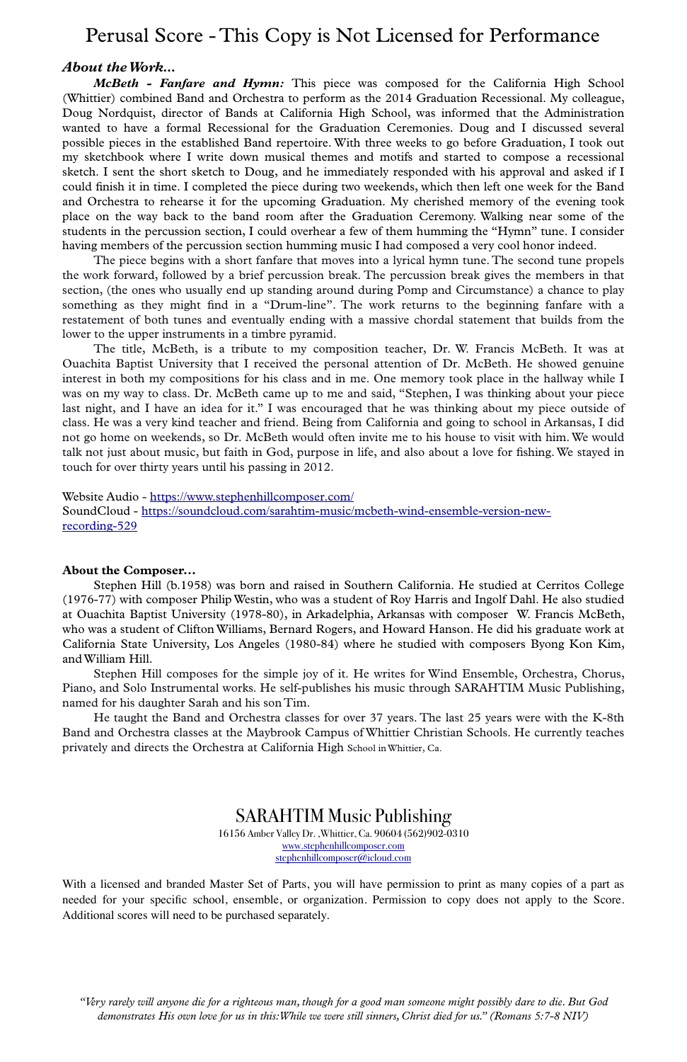# Perusal Score - This Copy is Not Licensed for Performance

### *About the Work...*

***McBeth - Fanfare and Hymn:*** This piece was composed for the California High School (Whittier) combined Band and Orchestra to perform as the 2014 Graduation Recessional. My colleague, Doug Nordquist, director of Bands at California High School, was informed that the Administration wanted to have a formal Recessional for the Graduation Ceremonies. Doug and I discussed several possible pieces in the established Band repertoire. With three weeks to go before Graduation, I took out my sketchbook where I write down musical themes and motifs and started to compose a recessional sketch. I sent the short sketch to Doug, and he immediately responded with his approval and asked if I could finish it in time. I completed the piece during two weekends, which then left one week for the Band and Orchestra to rehearse it for the upcoming Graduation. My cherished memory of the evening took place on the way back to the band room after the Graduation Ceremony. Walking near some of the students in the percussion section, I could overhear a few of them humming the "Hymn" tune. I consider having members of the percussion section humming music I had composed a very cool honor indeed.

The piece begins with a short fanfare that moves into a lyrical hymn tune. The second tune propels the work forward, followed by a brief percussion break. The percussion break gives the members in that section, (the ones who usually end up standing around during Pomp and Circumstance) a chance to play something as they might find in a "Drum-line". The work returns to the beginning fanfare with a restatement of both tunes and eventually ending with a massive chordal statement that builds from the lower to the upper instruments in a timbre pyramid.

The title, McBeth, is a tribute to my composition teacher, Dr. W. Francis McBeth. It was at Ouachita Baptist University that I received the personal attention of Dr. McBeth. He showed genuine interest in both my compositions for his class and in me. One memory took place in the hallway while I was on my way to class. Dr. McBeth came up to me and said, "Stephen, I was thinking about your piece last night, and I have an idea for it." I was encouraged that he was thinking about my piece outside of class. He was a very kind teacher and friend. Being from California and going to school in Arkansas, I did not go home on weekends, so Dr. McBeth would often invite me to his house to visit with him. We would talk not just about music, but faith in God, purpose in life, and also about a love for fishing. We stayed in touch for over thirty years until his passing in 2012.

Website Audio - https://www.stephenhillcomposer.com/
SoundCloud - https://soundcloud.com/sarahtim-music/mcbeth-wind-ensemble-version-new-recording-529

### **About the Composer...**

Stephen Hill (b.1958) was born and raised in Southern California. He studied at Cerritos College (1976-77) with composer Philip Westin, who was a student of Roy Harris and Ingolf Dahl. He also studied at Ouachita Baptist University (1978-80), in Arkadelphia, Arkansas with composer W. Francis McBeth, who was a student of Clifton Williams, Bernard Rogers, and Howard Hanson. He did his graduate work at California State University, Los Angeles (1980-84) where he studied with composers Byong Kon Kim, and William Hill.

Stephen Hill composes for the simple joy of it. He writes for Wind Ensemble, Orchestra, Chorus, Piano, and Solo Instrumental works. He self-publishes his music through SARAHTIM Music Publishing, named for his daughter Sarah and his son Tim.

He taught the Band and Orchestra classes for over 37 years. The last 25 years were with the K-8th Band and Orchestra classes at the Maybrook Campus of Whittier Christian Schools. He currently teaches privately and directs the Orchestra at California High School in Whittier, Ca.

## SARAHTIM Music Publishing

16156 Amber Valley Dr. ,Whittier, Ca. 90604 (562)902-0310
www.stephenhillcomposer.com
stephenhillcomposer@icloud.com

With a licensed and branded Master Set of Parts, you will have permission to print as many copies of a part as needed for your specific school, ensemble, or organization. Permission to copy does not apply to the Score. Additional scores will need to be purchased separately.

*"Very rarely will anyone die for a righteous man, though for a good man someone might possibly dare to die. But God demonstrates His own love for us in this: While we were still sinners, Christ died for us." (Romans 5:7-8 NIV)*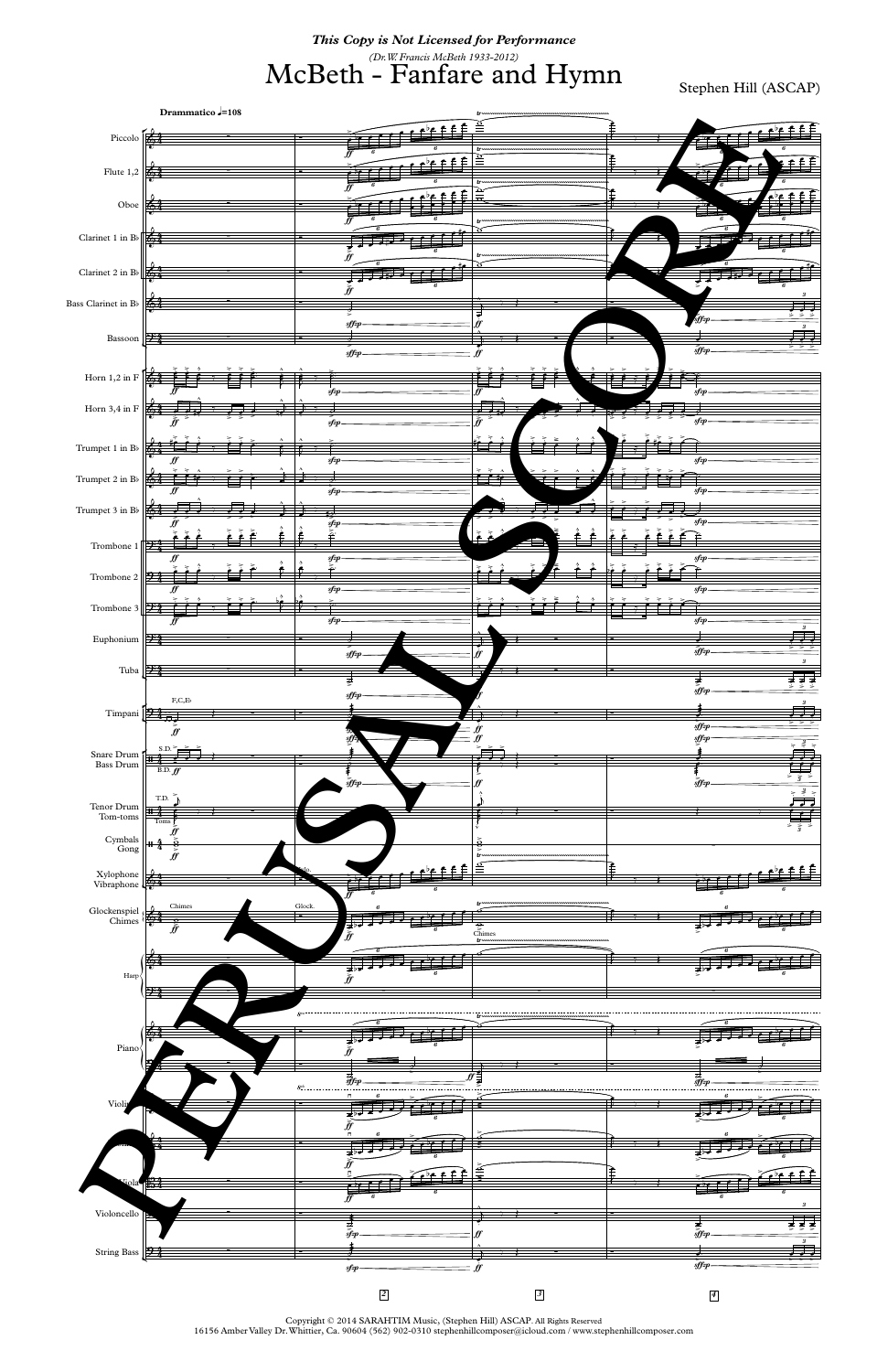*This Copy is Not Licensed for Performance*

(Dr. W. Francis McBeth 1933-2012)

# McBeth - Fanfare and Hymn

Stephen Hill (ASCAP)

PERUSAL SCORE

Copyright © 2014 SARAHTIM Music, (Stephen Hill) ASCAP. All Rights Reserved
16156 Amber Valley Dr. Whittier, Ca. 90604 (562) 902-0310 stephenhillcomposer@icloud.com / www.stephenhillcomposer.com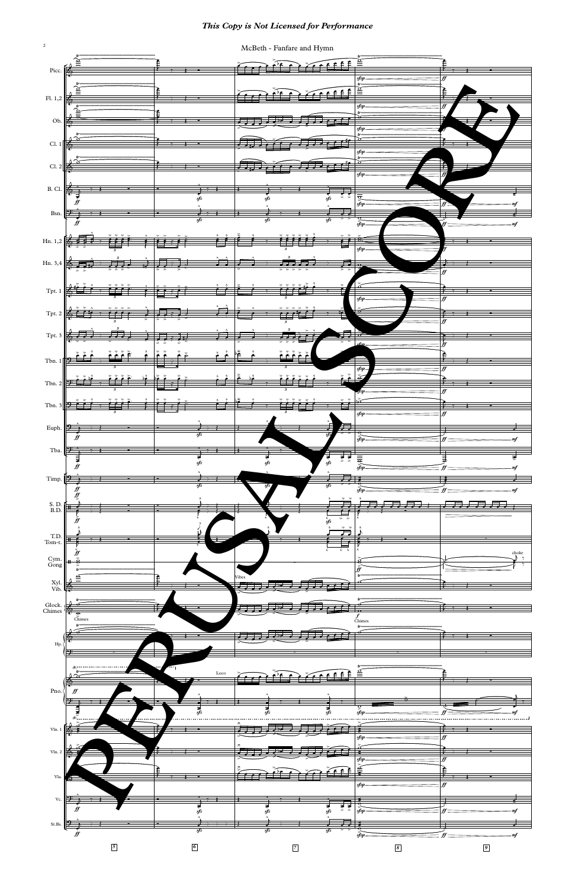*This Copy is Not Licensed for Performance*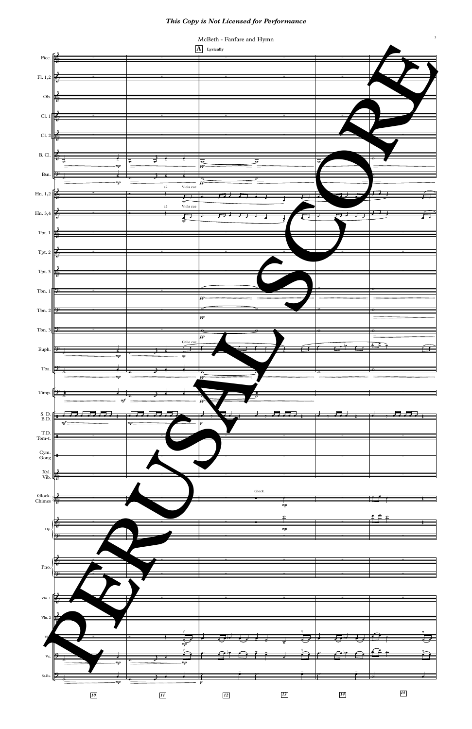*This Copy is Not Licensed for Performance*

McBeth - Fanfare and Hymn

A Lyrically

PERUSAL SCORE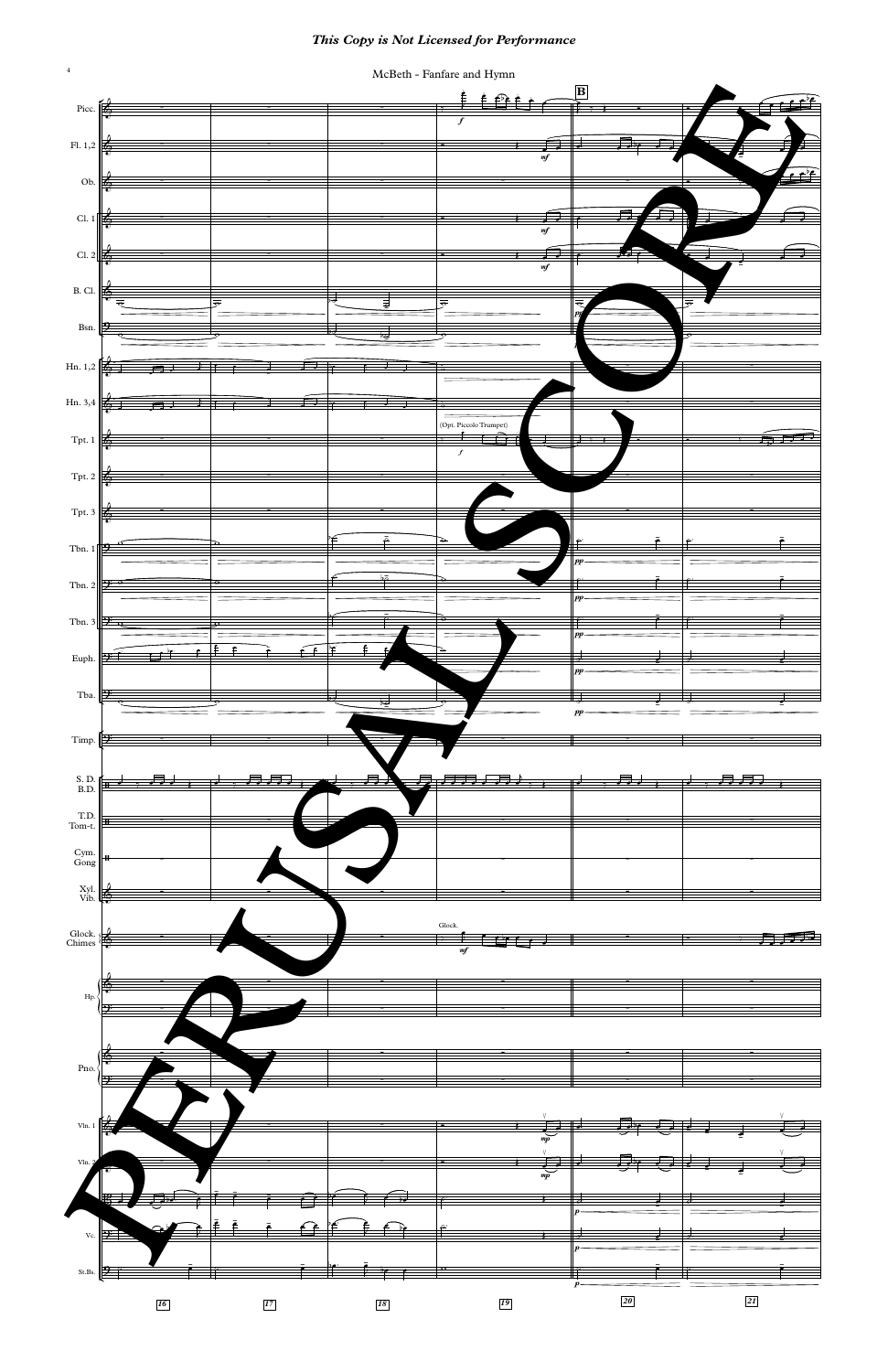*This Copy is Not Licensed for Performance*

McBeth - Fanfare and Hymn

PERUSAL SCORE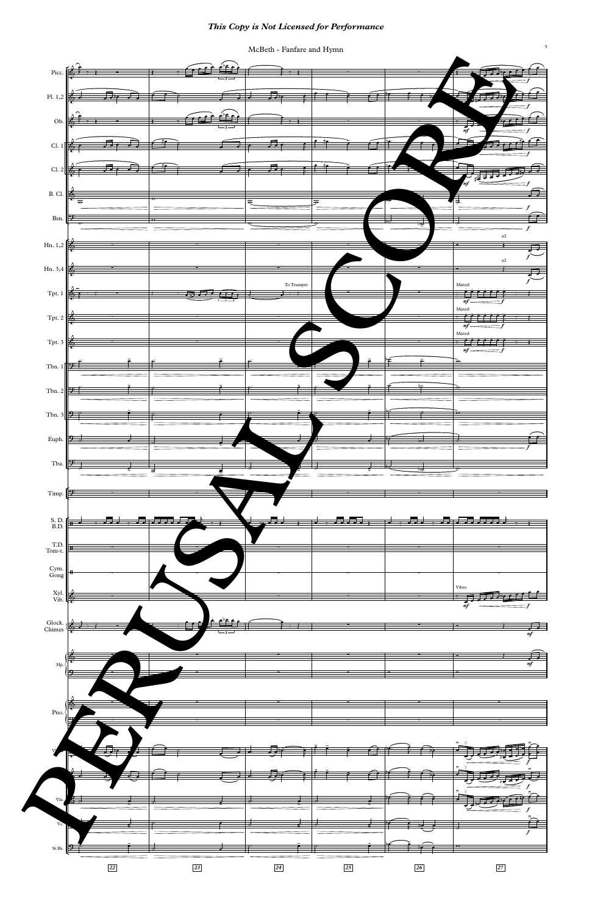*This Copy is Not Licensed for Performance*

PERUSAL SCORE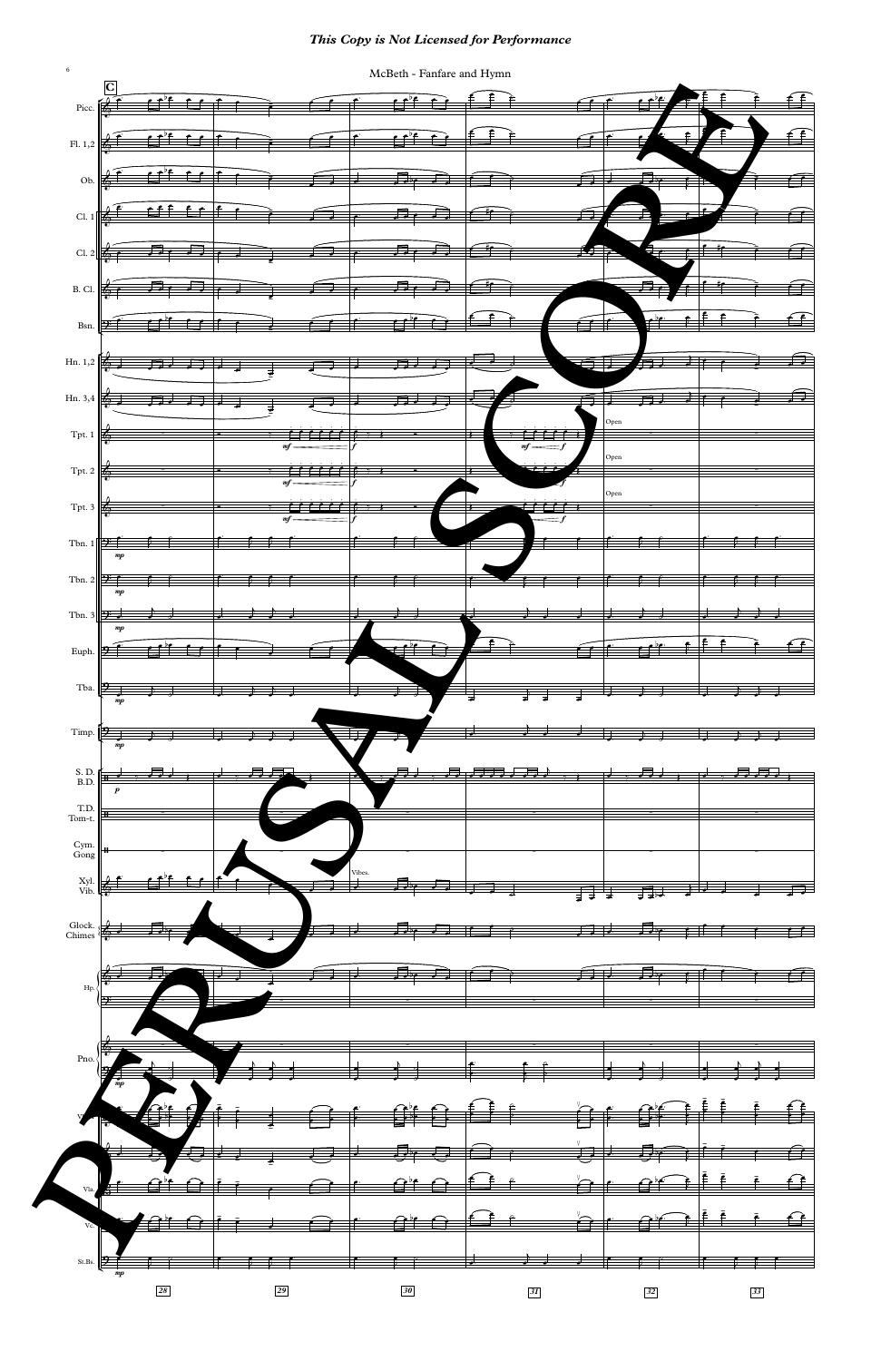*This Copy is Not Licensed for Performance*

McBeth - Fanfare and Hymn

C

Picc.
Fl. 1,2
Ob.
Cl. 1
Cl. 2
B. Cl.
Bsn.
Hn. 1,2
Hn. 3,4
Tpt. 1
Tpt. 2
Tpt. 3
Tbn. 1
Tbn. 2
Tbn. 3
Euph.
Tba.
Timp.
S. D. B.D.
T.D. Tom-t.
Cym. Gong
Xyl. Vib.
Glock. Chimes
Hp.
Pno.
Vln.
Vla.
Vc.
St.Bs.

mf f mf f Open Open Open mp p Vibes.

28 29 30 31 32 33

PERUSAL SCORE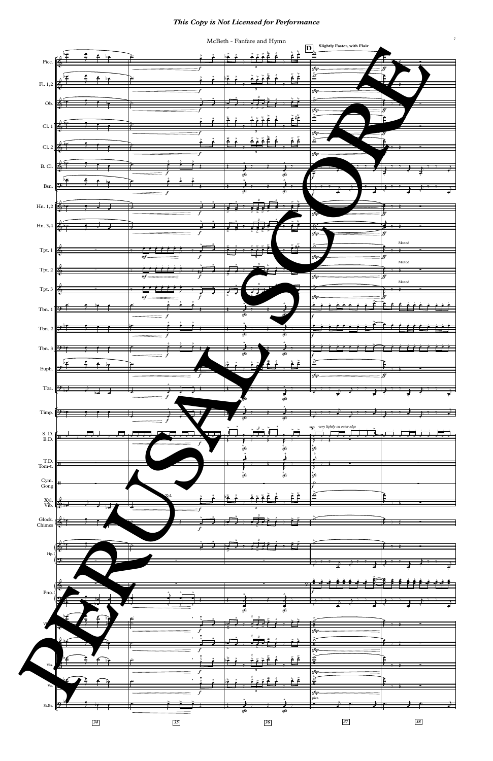*This Copy is Not Licensed for Performance*

McBeth - Fanfare and Hymn

**D** **Slightly Faster, with Flair**

Picc.
Fl. 1,2
Ob.
Cl. 1
Cl. 2
B. Cl.
Bsn.
Hn. 1,2
Hn. 3,4
Tpt. 1
Tpt. 2
Tpt. 3
Tbn. 1
Tbn. 2
Tbn. 3
Euph.
Tba.
Timp.
S. D. B.D.
T.D. Tom-t.
Cym. Gong
Xyl. Vib.
Glock. Chimes
Hp.
Pno.
Vln.
Vla.
Vc.
St.Bs.

Muted

Xyl.

*mp* *very lightly on outer edge*

pizz.

34 35 36 37 38

PERUSAL SCORE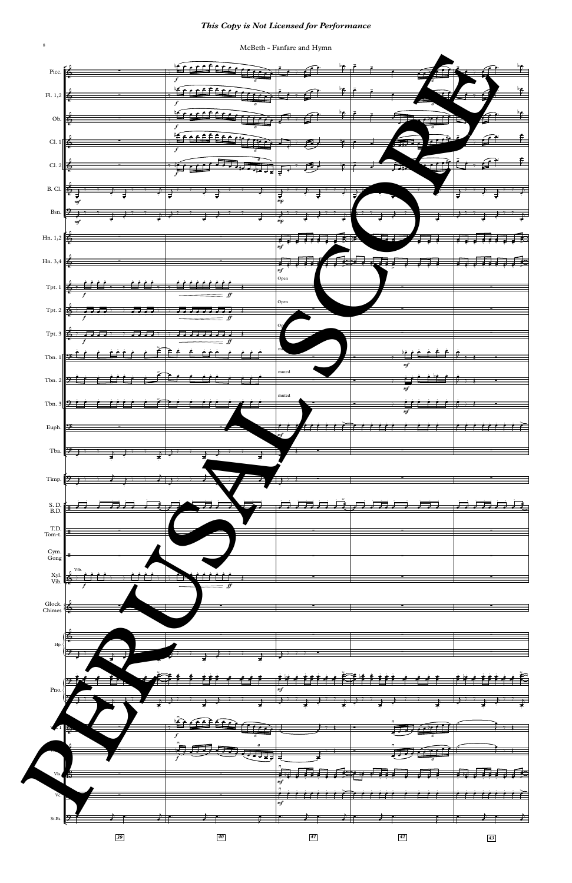*This Copy is Not Licensed for Performance*

McBeth - Fanfare and Hymn

PERUSAL SCORE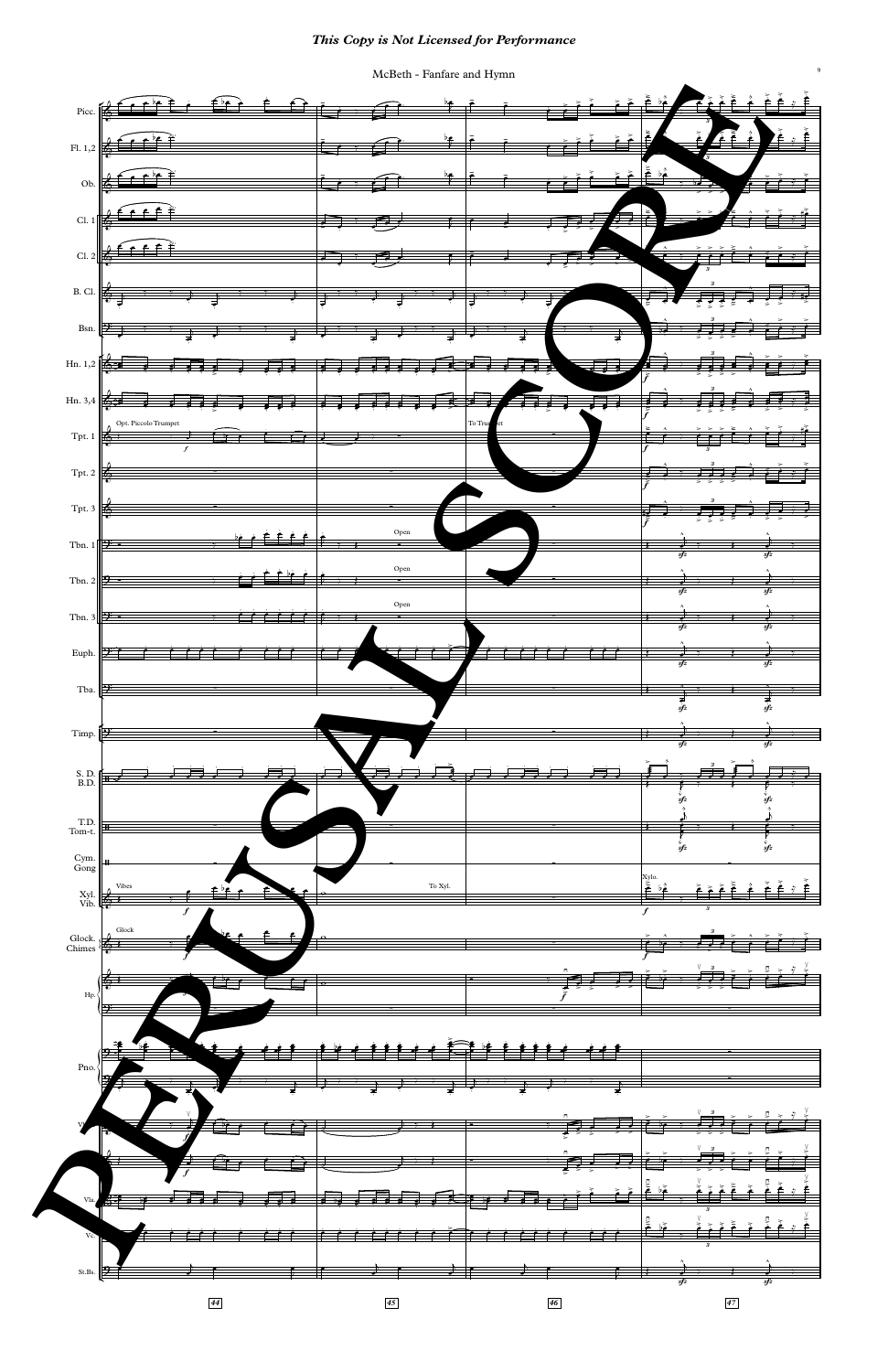*This Copy is Not Licensed for Performance*

McBeth - Fanfare and Hymn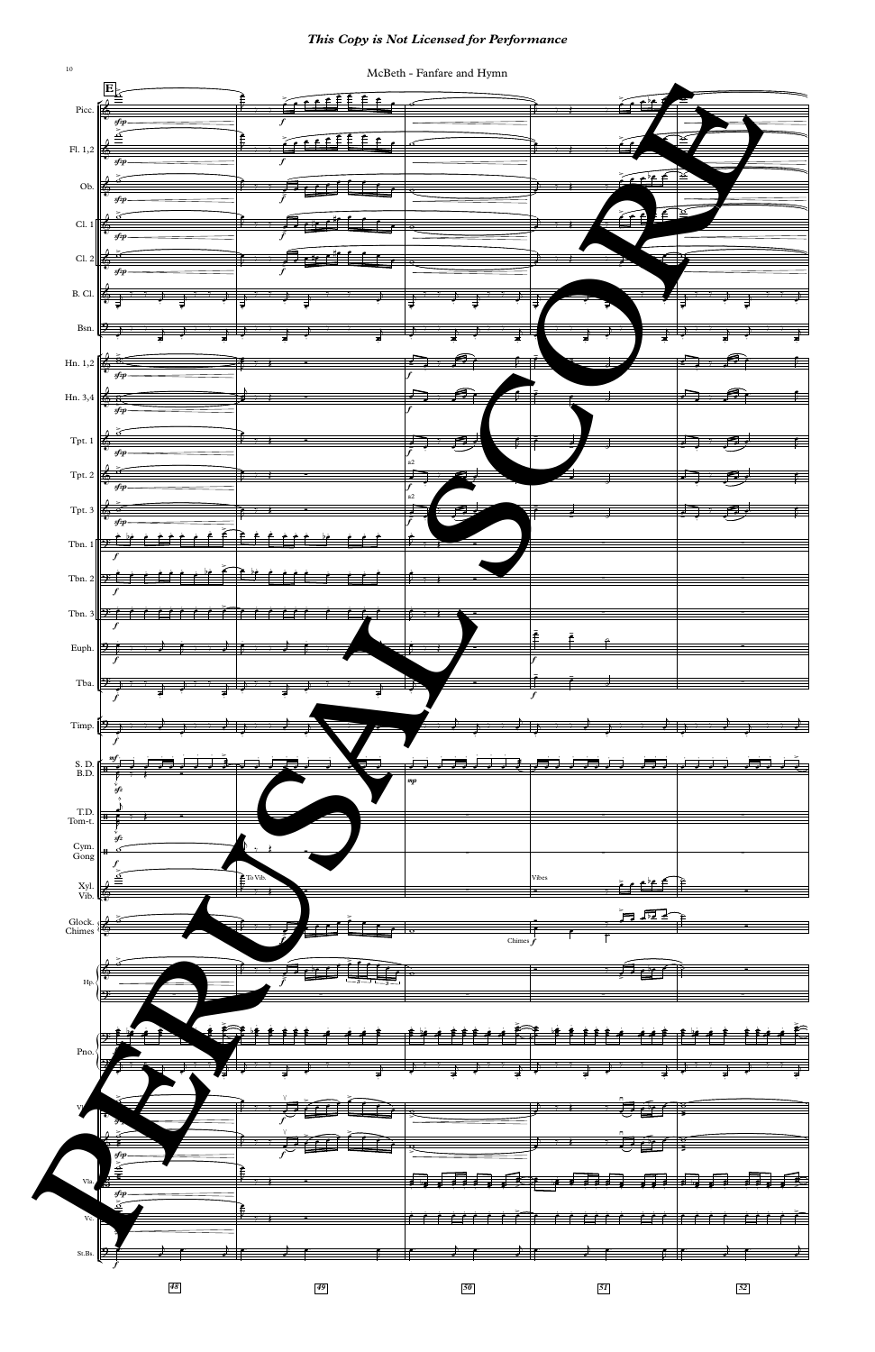*This Copy is Not Licensed for Performance*

McBeth - Fanfare and Hymn

PERUSAL SCORE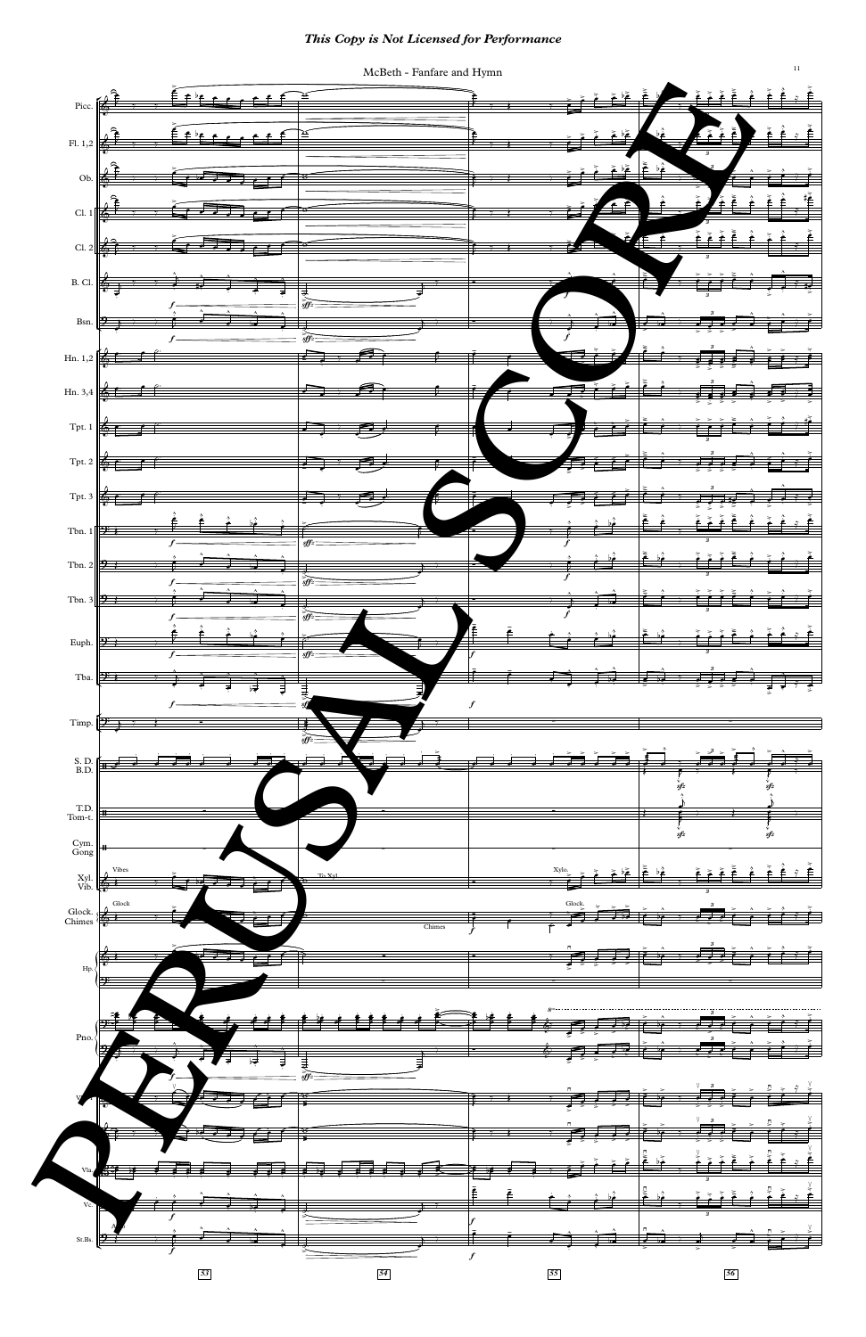*This Copy is Not Licensed for Performance*

McBeth - Fanfare and Hymn

PERUSAL SCORE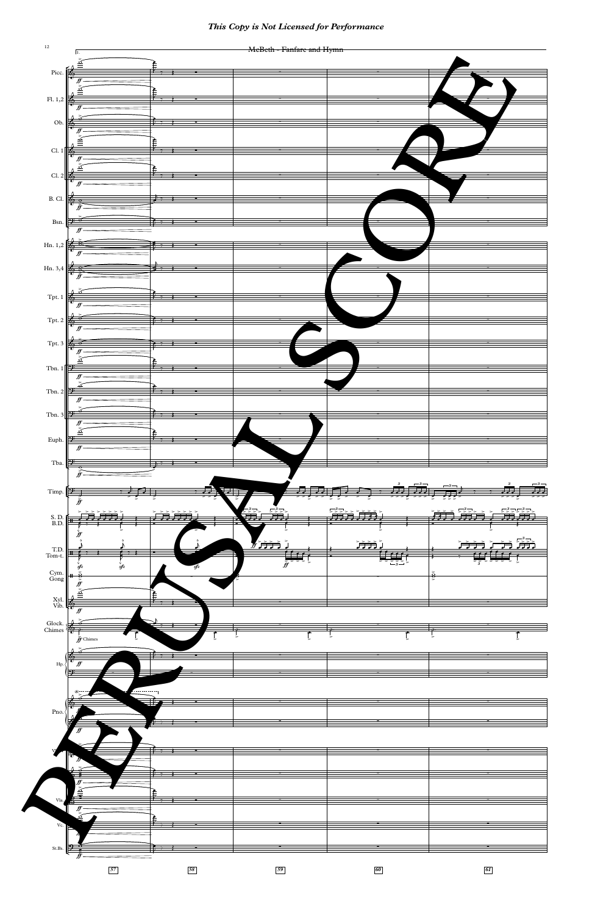*This Copy is Not Licensed for Performance*

PERUSAL SCORE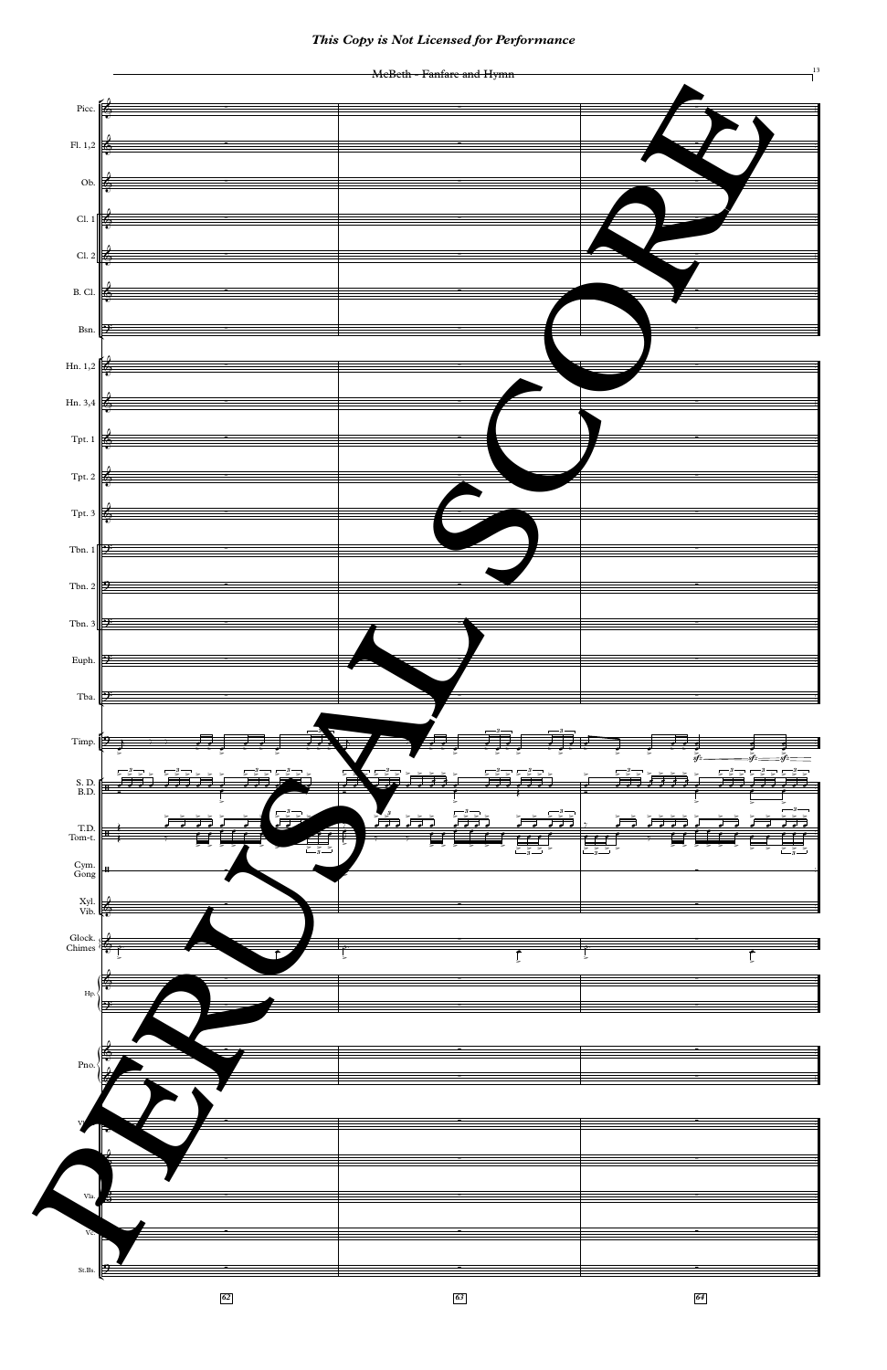*This Copy is Not Licensed for Performance*

PERUSAL SCORE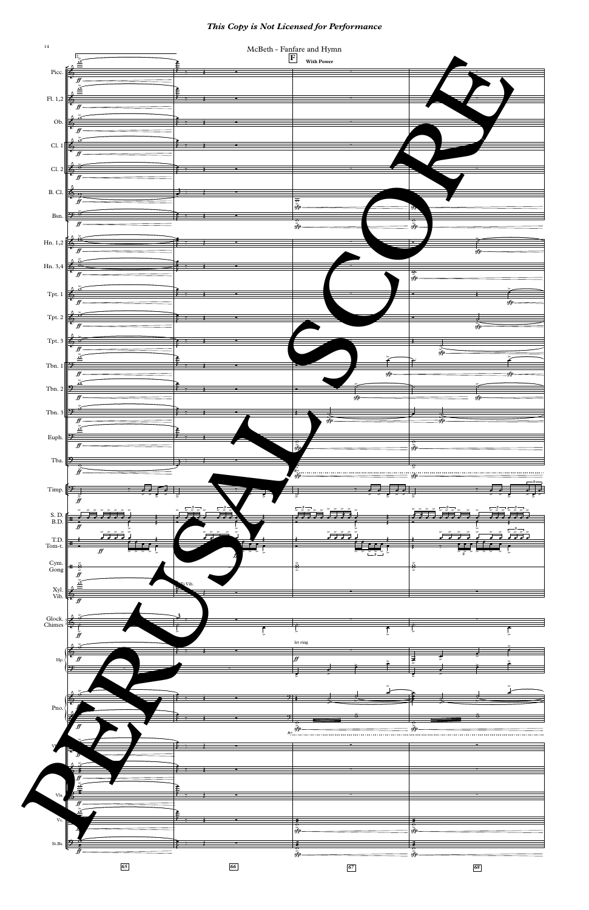*This Copy is Not Licensed for Performance*

McBeth - Fanfare and Hymn

**F** With Power

PERUSAL SCORE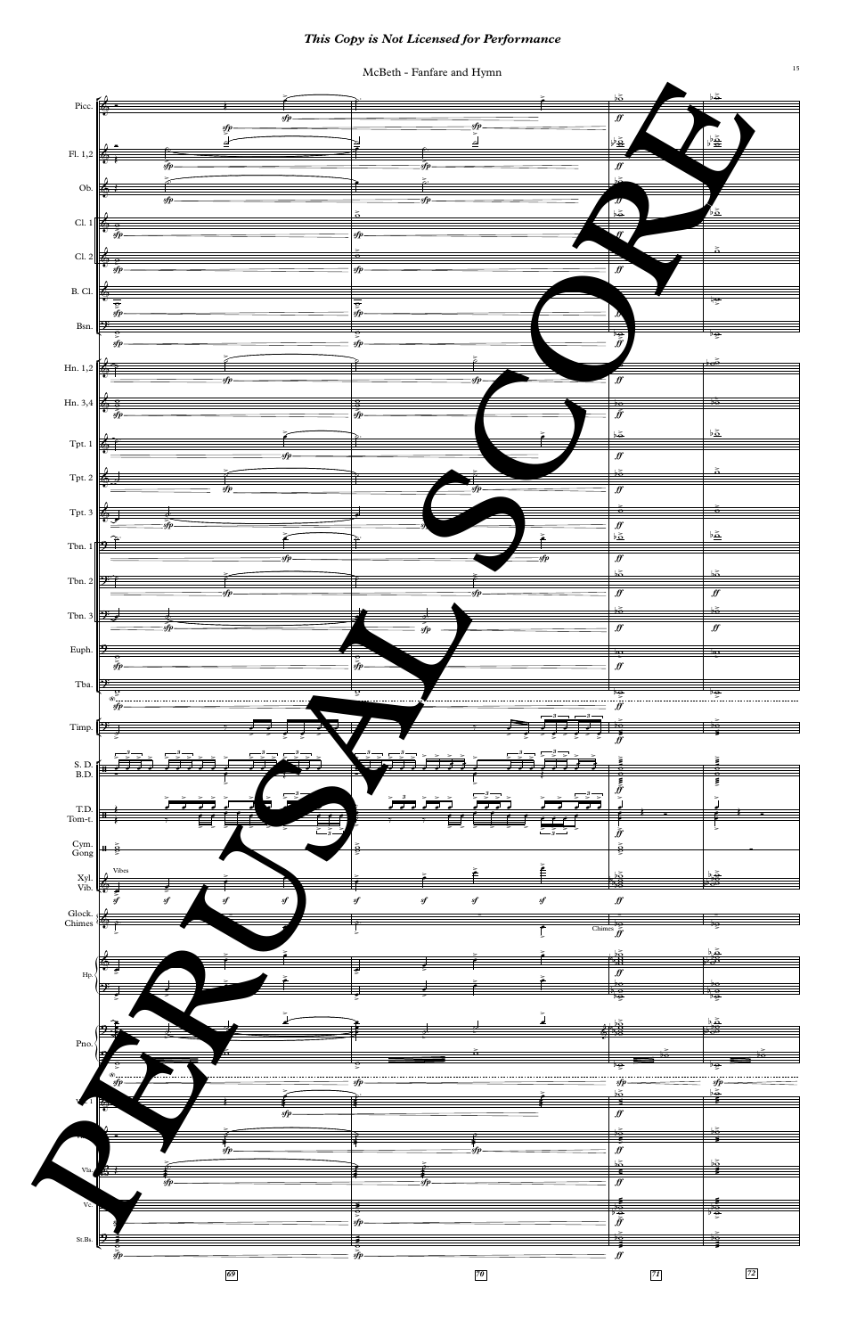*This Copy is Not Licensed for Performance*

PERUSAL SCORE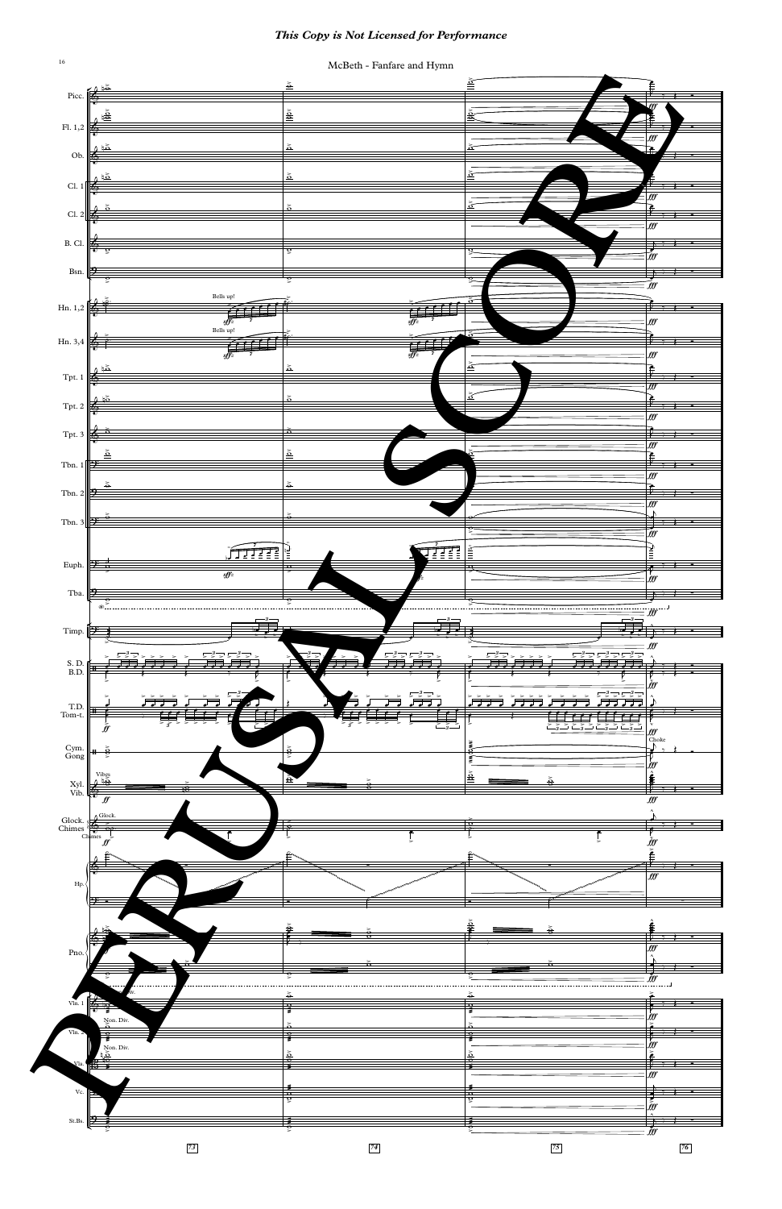***This Copy is Not Licensed for Performance***

PERUSAL SCORE